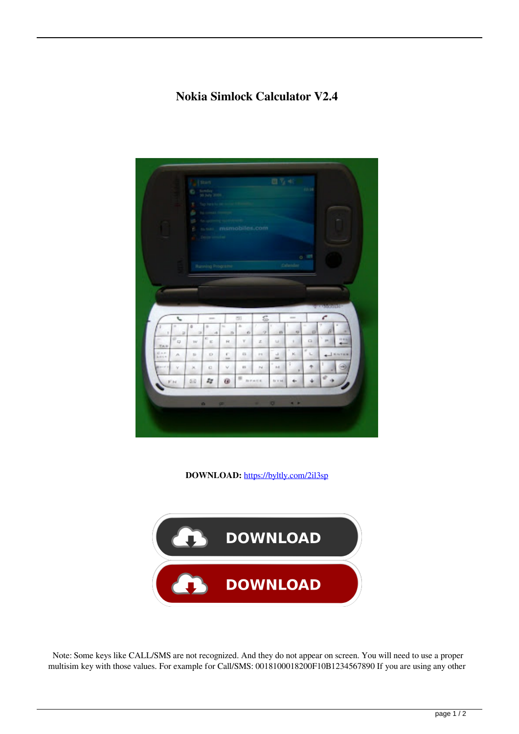# Nokia Simlock Calculator V2.4

**DOWNLOAD:** https://byltly.com/2il3sp

Note: Some keys like CALL/SMS are not recognized. And they do not appear on screen. You will need to use a proper multisim key with those values. For example for Call/SMS: 0018100018200F10B1234567890 If you are using any other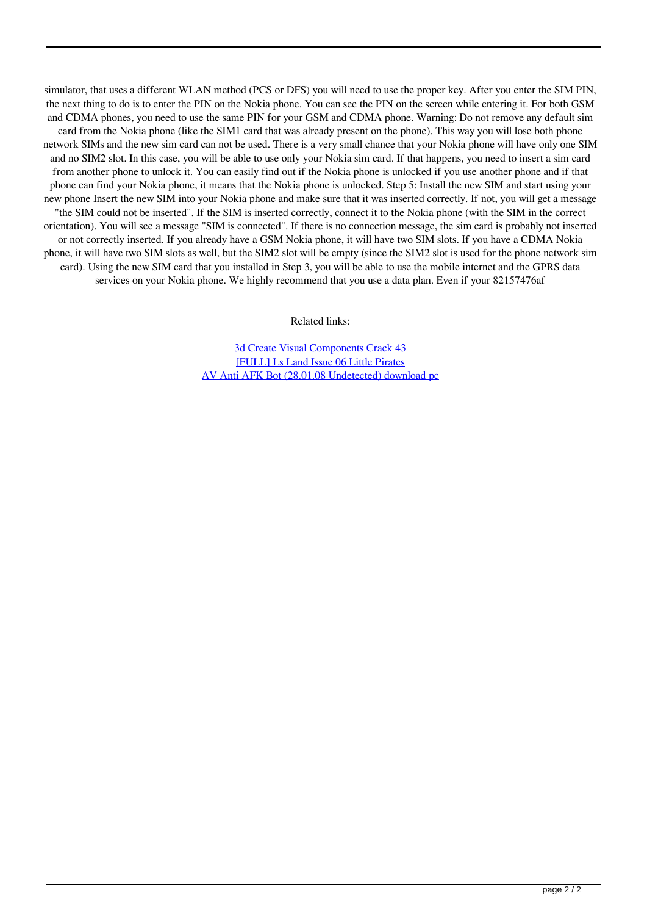simulator, that uses a different WLAN method (PCS or DFS) you will need to use the proper key. After you enter the SIM PIN, the next thing to do is to enter the PIN on the Nokia phone. You can see the PIN on the screen while entering it. For both GSM and CDMA phones, you need to use the same PIN for your GSM and CDMA phone. Warning: Do not remove any default sim card from the Nokia phone (like the SIM1 card that was already present on the phone). This way you will lose both phone network SIMs and the new sim card can not be used. There is a very small chance that your Nokia phone will have only one SIM and no SIM2 slot. In this case, you will be able to use only your Nokia sim card. If that happens, you need to insert a sim card from another phone to unlock it. You can easily find out if the Nokia phone is unlocked if you use another phone and if that phone can find your Nokia phone, it means that the Nokia phone is unlocked. Step 5: Install the new SIM and start using your new phone Insert the new SIM into your Nokia phone and make sure that it was inserted correctly. If not, you will get a message "the SIM could not be inserted". If the SIM is inserted correctly, connect it to the Nokia phone (with the SIM in the correct orientation). You will see a message "SIM is connected". If there is no connection message, the sim card is probably not inserted or not correctly inserted. If you already have a GSM Nokia phone, it will have two SIM slots. If you have a CDMA Nokia phone, it will have two SIM slots as well, but the SIM2 slot will be empty (since the SIM2 slot is used for the phone network sim card). Using the new SIM card that you installed in Step 3, you will be able to use the mobile internet and the GPRS data services on your Nokia phone. We highly recommend that you use a data plan. Even if your 82157476af

Related links:

3d Create Visual Components Crack 43
[FULL] Ls Land Issue 06 Little Pirates
AV Anti AFK Bot (28.01.08 Undetected) download pc